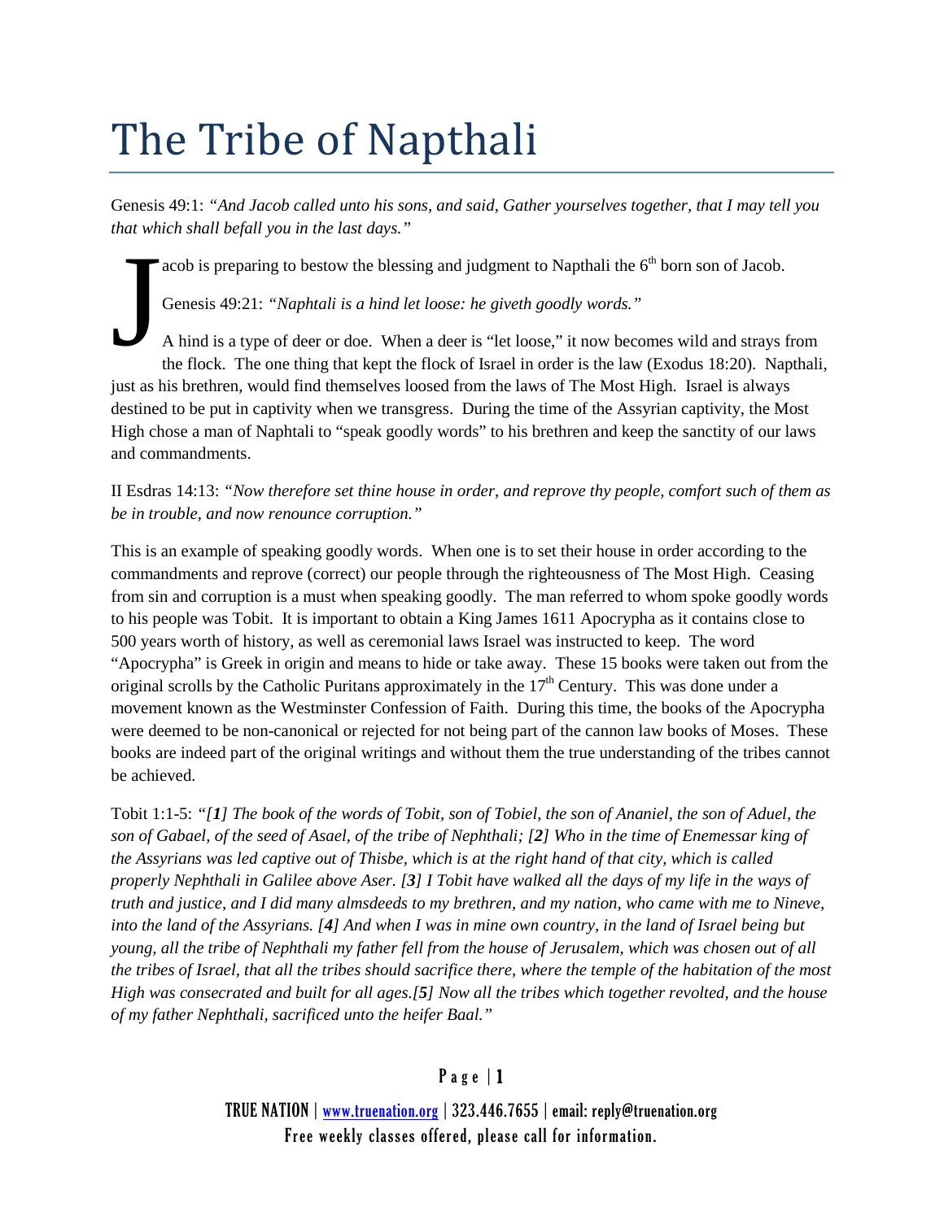# The Tribe of Napthali

Genesis 49:1: *"And Jacob called unto his sons, and said, Gather yourselves together, that I may tell you that which shall befall you in the last days."*

Jacob is preparing to bestow the blessing and judgment to Napthali the $6^{th}$ born son of Jacob.

Genesis 49:21: *"Naphtali is a hind let loose: he giveth goodly words."*

A hind is a type of deer or doe. When a deer is "let loose," it now becomes wild and strays from the flock. The one thing that kept the flock of Israel in order is the law (Exodus 18:20). Napthali, just as his brethren, would find themselves loosed from the laws of The Most High. Israel is always destined to be put in captivity when we transgress. During the time of the Assyrian captivity, the Most High chose a man of Naphtali to "speak goodly words" to his brethren and keep the sanctity of our laws and commandments.

II Esdras 14:13: *"Now therefore set thine house in order, and reprove thy people, comfort such of them as be in trouble, and now renounce corruption."*

This is an example of speaking goodly words. When one is to set their house in order according to the commandments and reprove (correct) our people through the righteousness of The Most High. Ceasing from sin and corruption is a must when speaking goodly. The man referred to whom spoke goodly words to his people was Tobit. It is important to obtain a King James 1611 Apocrypha as it contains close to 500 years worth of history, as well as ceremonial laws Israel was instructed to keep. The word "Apocrypha" is Greek in origin and means to hide or take away. These 15 books were taken out from the original scrolls by the Catholic Puritans approximately in the $17^{th}$ Century. This was done under a movement known as the Westminster Confession of Faith. During this time, the books of the Apocrypha were deemed to be non-canonical or rejected for not being part of the cannon law books of Moses. These books are indeed part of the original writings and without them the true understanding of the tribes cannot be achieved.

Tobit 1:1-5: *"[**1**] The book of the words of Tobit, son of Tobiel, the son of Ananiel, the son of Aduel, the son of Gabael, of the seed of Asael, of the tribe of Nephthali; [**2**] Who in the time of Enemessar king of the Assyrians was led captive out of Thisbe, which is at the right hand of that city, which is called properly Nephthali in Galilee above Aser. [**3**] I Tobit have walked all the days of my life in the ways of truth and justice, and I did many almsdeeds to my brethren, and my nation, who came with me to Nineve, into the land of the Assyrians. [**4**] And when I was in mine own country, in the land of Israel being but young, all the tribe of Nephthali my father fell from the house of Jerusalem, which was chosen out of all the tribes of Israel, that all the tribes should sacrifice there, where the temple of the habitation of the most High was consecrated and built for all ages.[**5**] Now all the tribes which together revolted, and the house of my father Nephthali, sacrificed unto the heifer Baal."*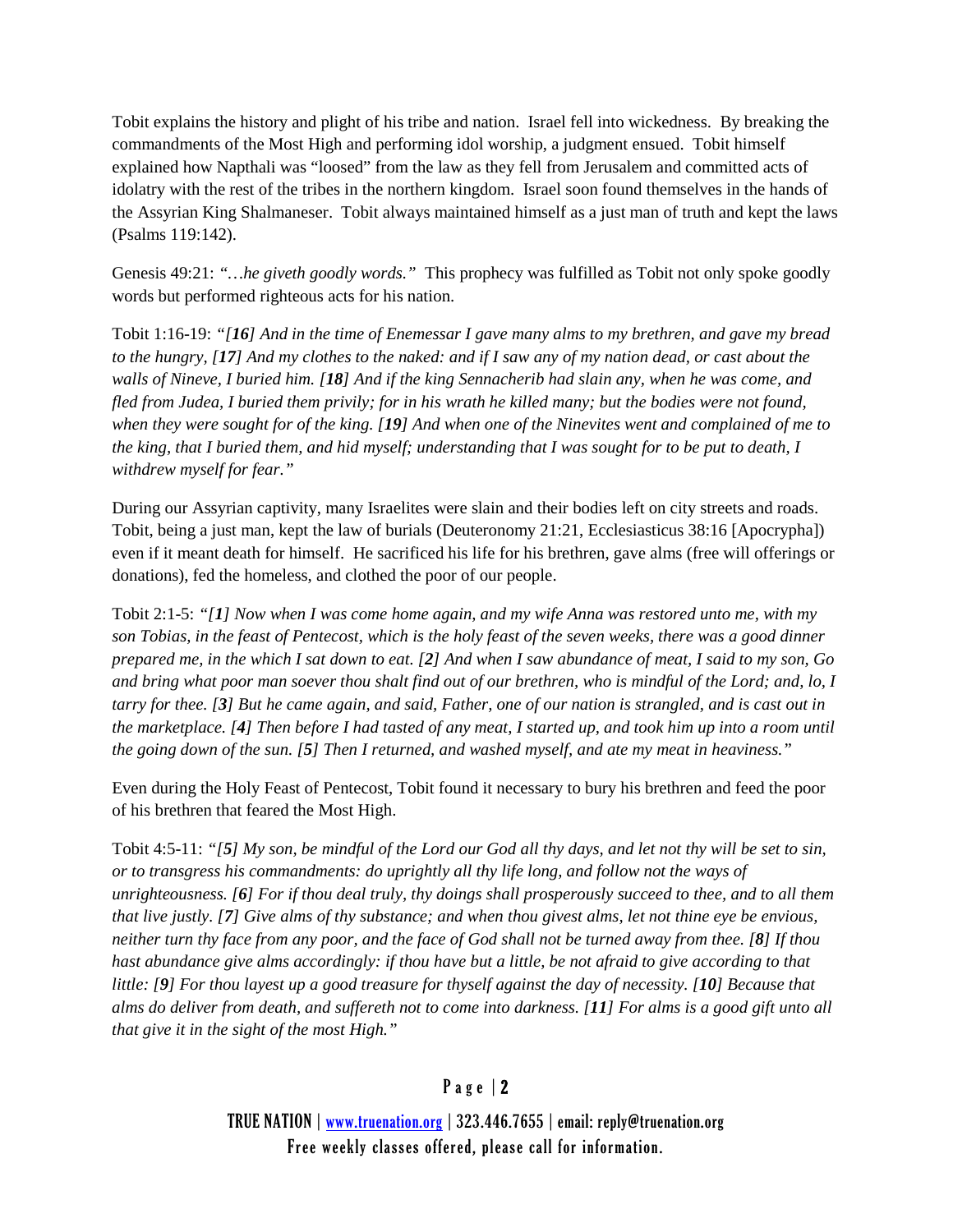Tobit explains the history and plight of his tribe and nation. Israel fell into wickedness. By breaking the commandments of the Most High and performing idol worship, a judgment ensued. Tobit himself explained how Napthali was "loosed" from the law as they fell from Jerusalem and committed acts of idolatry with the rest of the tribes in the northern kingdom. Israel soon found themselves in the hands of the Assyrian King Shalmaneser. Tobit always maintained himself as a just man of truth and kept the laws (Psalms 119:142).

Genesis 49:21: *"…he giveth goodly words."* This prophecy was fulfilled as Tobit not only spoke goodly words but performed righteous acts for his nation.

Tobit 1:16-19: *"[**16**] And in the time of Enemessar I gave many alms to my brethren, and gave my bread to the hungry, [**17**] And my clothes to the naked: and if I saw any of my nation dead, or cast about the walls of Nineve, I buried him. [**18**] And if the king Sennacherib had slain any, when he was come, and fled from Judea, I buried them privily; for in his wrath he killed many; but the bodies were not found, when they were sought for of the king. [**19**] And when one of the Ninevites went and complained of me to the king, that I buried them, and hid myself; understanding that I was sought for to be put to death, I withdrew myself for fear."*

During our Assyrian captivity, many Israelites were slain and their bodies left on city streets and roads. Tobit, being a just man, kept the law of burials (Deuteronomy 21:21, Ecclesiasticus 38:16 [Apocrypha]) even if it meant death for himself. He sacrificed his life for his brethren, gave alms (free will offerings or donations), fed the homeless, and clothed the poor of our people.

Tobit 2:1-5: *"[**1**] Now when I was come home again, and my wife Anna was restored unto me, with my son Tobias, in the feast of Pentecost, which is the holy feast of the seven weeks, there was a good dinner prepared me, in the which I sat down to eat. [**2**] And when I saw abundance of meat, I said to my son, Go and bring what poor man soever thou shalt find out of our brethren, who is mindful of the Lord; and, lo, I tarry for thee. [**3**] But he came again, and said, Father, one of our nation is strangled, and is cast out in the marketplace. [**4**] Then before I had tasted of any meat, I started up, and took him up into a room until the going down of the sun. [**5**] Then I returned, and washed myself, and ate my meat in heaviness."*

Even during the Holy Feast of Pentecost, Tobit found it necessary to bury his brethren and feed the poor of his brethren that feared the Most High.

Tobit 4:5-11: *"[**5**] My son, be mindful of the Lord our God all thy days, and let not thy will be set to sin, or to transgress his commandments: do uprightly all thy life long, and follow not the ways of unrighteousness. [**6**] For if thou deal truly, thy doings shall prosperously succeed to thee, and to all them that live justly. [**7**] Give alms of thy substance; and when thou givest alms, let not thine eye be envious, neither turn thy face from any poor, and the face of God shall not be turned away from thee. [**8**] If thou hast abundance give alms accordingly: if thou have but a little, be not afraid to give according to that little: [**9**] For thou layest up a good treasure for thyself against the day of necessity. [**10**] Because that alms do deliver from death, and suffereth not to come into darkness. [**11**] For alms is a good gift unto all that give it in the sight of the most High."*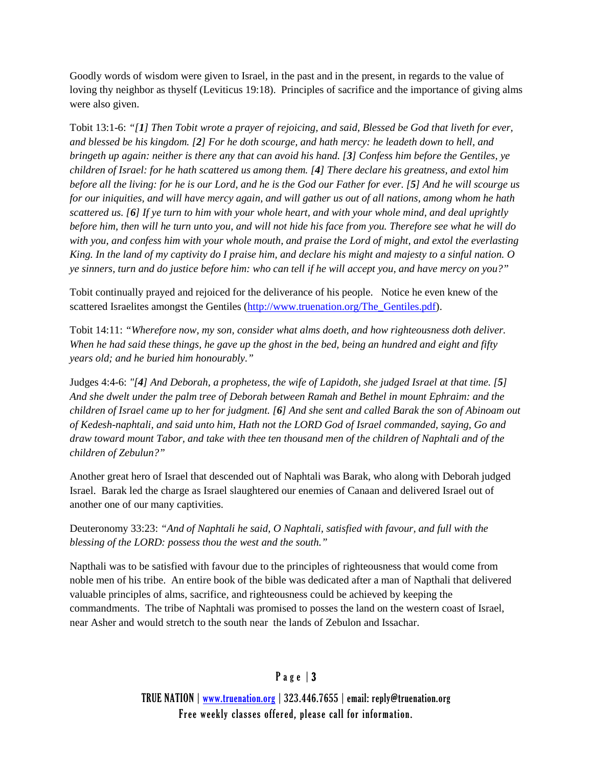Goodly words of wisdom were given to Israel, in the past and in the present, in regards to the value of loving thy neighbor as thyself (Leviticus 19:18). Principles of sacrifice and the importance of giving alms were also given.

Tobit 13:1-6: *"[**1**] Then Tobit wrote a prayer of rejoicing, and said, Blessed be God that liveth for ever, and blessed be his kingdom. [**2**] For he doth scourge, and hath mercy: he leadeth down to hell, and bringeth up again: neither is there any that can avoid his hand. [**3**] Confess him before the Gentiles, ye children of Israel: for he hath scattered us among them. [**4**] There declare his greatness, and extol him before all the living: for he is our Lord, and he is the God our Father for ever. [**5**] And he will scourge us for our iniquities, and will have mercy again, and will gather us out of all nations, among whom he hath scattered us. [**6**] If ye turn to him with your whole heart, and with your whole mind, and deal uprightly before him, then will he turn unto you, and will not hide his face from you. Therefore see what he will do with you, and confess him with your whole mouth, and praise the Lord of might, and extol the everlasting King. In the land of my captivity do I praise him, and declare his might and majesty to a sinful nation. O ye sinners, turn and do justice before him: who can tell if he will accept you, and have mercy on you?"*

Tobit continually prayed and rejoiced for the deliverance of his people. Notice he even knew of the scattered Israelites amongst the Gentiles (http://www.truenation.org/The_Gentiles.pdf).

Tobit 14:11: *"Wherefore now, my son, consider what alms doeth, and how righteousness doth deliver. When he had said these things, he gave up the ghost in the bed, being an hundred and eight and fifty years old; and he buried him honourably."*

Judges 4:4-6: *"[**4**] And Deborah, a prophetess, the wife of Lapidoth, she judged Israel at that time. [**5**] And she dwelt under the palm tree of Deborah between Ramah and Bethel in mount Ephraim: and the children of Israel came up to her for judgment. [**6**] And she sent and called Barak the son of Abinoam out of Kedesh-naphtali, and said unto him, Hath not the LORD God of Israel commanded, saying, Go and draw toward mount Tabor, and take with thee ten thousand men of the children of Naphtali and of the children of Zebulun?"*

Another great hero of Israel that descended out of Naphtali was Barak, who along with Deborah judged Israel. Barak led the charge as Israel slaughtered our enemies of Canaan and delivered Israel out of another one of our many captivities.

Deuteronomy 33:23: *"And of Naphtali he said, O Naphtali, satisfied with favour, and full with the blessing of the LORD: possess thou the west and the south."*

Napthali was to be satisfied with favour due to the principles of righteousness that would come from noble men of his tribe. An entire book of the bible was dedicated after a man of Napthali that delivered valuable principles of alms, sacrifice, and righteousness could be achieved by keeping the commandments. The tribe of Naphtali was promised to posses the land on the western coast of Israel, near Asher and would stretch to the south near the lands of Zebulon and Issachar.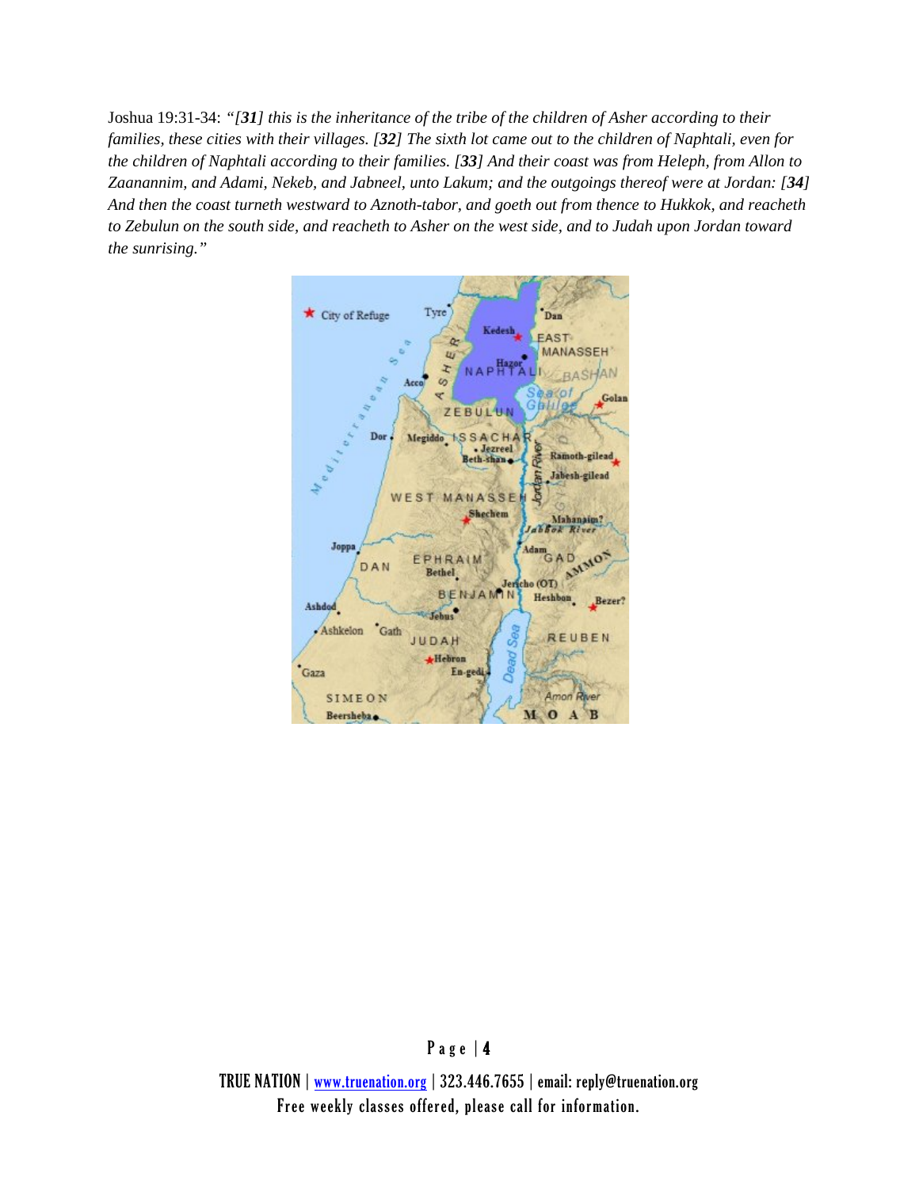Joshua 19:31-34: *"[**31**] this is the inheritance of the tribe of the children of Asher according to their families, these cities with their villages. [**32**] The sixth lot came out to the children of Naphtali, even for the children of Naphtali according to their families. [**33**] And their coast was from Heleph, from Allon to Zaanannim, and Adami, Nekeb, and Jabneel, unto Lakum; and the outgoings thereof were at Jordan: [**34**] And then the coast turneth westward to Aznoth-tabor, and goeth out from thence to Hukkok, and reacheth to Zebulun on the south side, and reacheth to Asher on the west side, and to Judah upon Jordan toward the sunrising."*